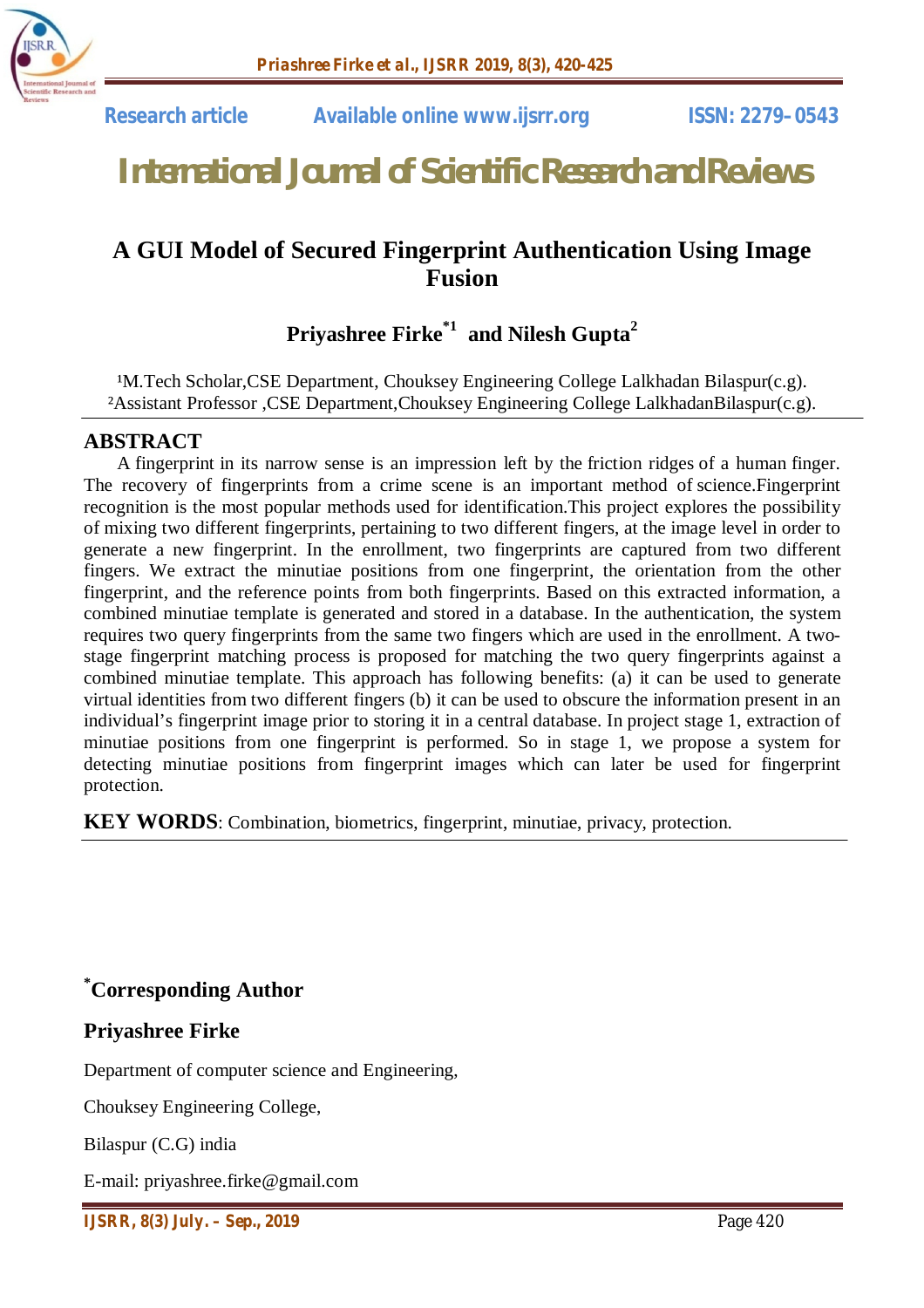Research article Available online www.ijsrr.org ISSN: 2279–0543

# International Journal of Scientific Research and Reviews

## A GUI Model of Secured Fingerprint Authentication Using Image Fusion

**Priyashree Firke[*1] and Nilesh Gupta[2]**

[1]M.Tech Scholar,CSE Department, Chouksey Engineering College Lalkhadan Bilaspur(c.g).
[2]Assistant Professor ,CSE Department,Chouksey Engineering College LalkhadanBilaspur(c.g).

## ABSTRACT

A fingerprint in its narrow sense is an impression left by the friction ridges of a human finger. The recovery of fingerprints from a crime scene is an important method of science.Fingerprint recognition is the most popular methods used for identification.This project explores the possibility of mixing two different fingerprints, pertaining to two different fingers, at the image level in order to generate a new fingerprint. In the enrollment, two fingerprints are captured from two different fingers. We extract the minutiae positions from one fingerprint, the orientation from the other fingerprint, and the reference points from both fingerprints. Based on this extracted information, a combined minutiae template is generated and stored in a database. In the authentication, the system requires two query fingerprints from the same two fingers which are used in the enrollment. A two-stage fingerprint matching process is proposed for matching the two query fingerprints against a combined minutiae template. This approach has following benefits: (a) it can be used to generate virtual identities from two different fingers (b) it can be used to obscure the information present in an individual's fingerprint image prior to storing it in a central database. In project stage 1, extraction of minutiae positions from one fingerprint is performed. So in stage 1, we propose a system for detecting minutiae positions from fingerprint images which can later be used for fingerprint protection.

**KEY WORDS**: Combination, biometrics, fingerprint, minutiae, privacy, protection.

### *Corresponding Author

**Priyashree Firke**

Department of computer science and Engineering,

Chouksey Engineering College,

Bilaspur (C.G) india

E-mail: priyashree.firke@gmail.com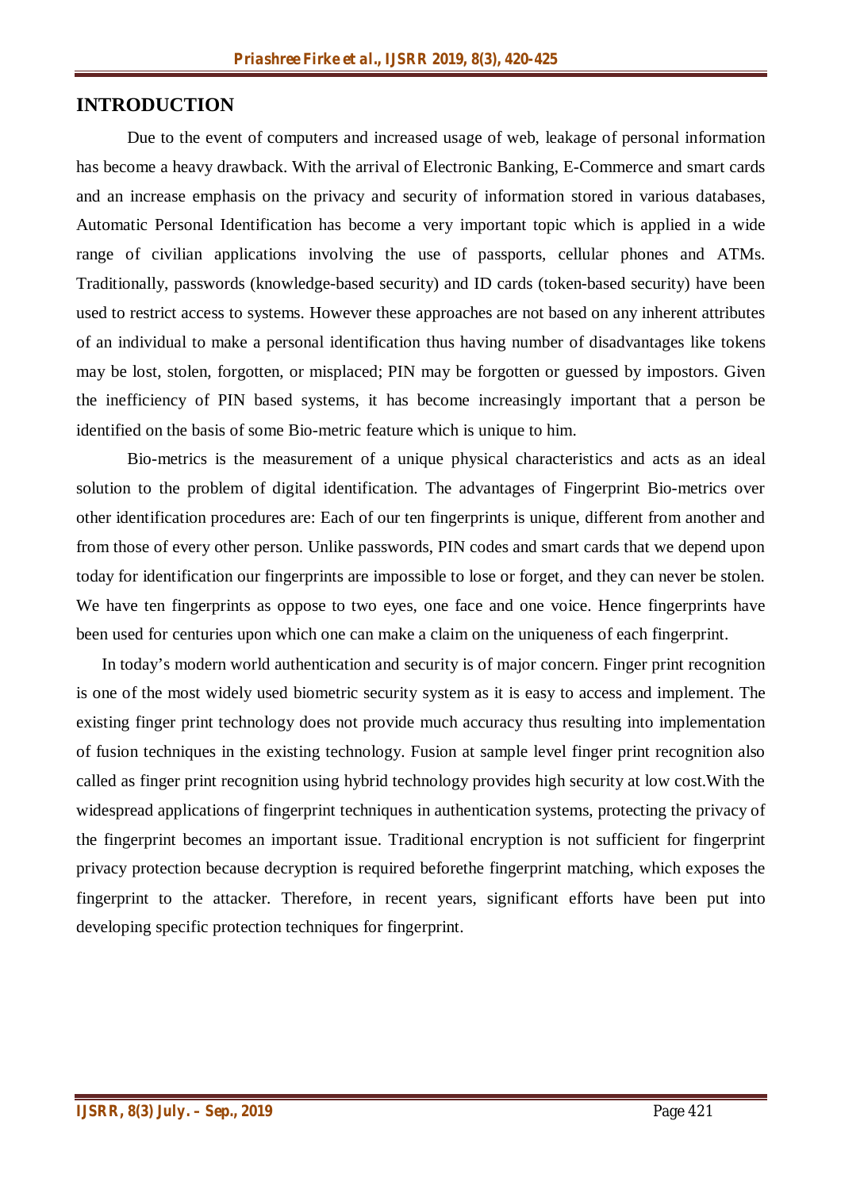## INTRODUCTION

Due to the event of computers and increased usage of web, leakage of personal information has become a heavy drawback. With the arrival of Electronic Banking, E-Commerce and smart cards and an increase emphasis on the privacy and security of information stored in various databases, Automatic Personal Identification has become a very important topic which is applied in a wide range of civilian applications involving the use of passports, cellular phones and ATMs. Traditionally, passwords (knowledge-based security) and ID cards (token-based security) have been used to restrict access to systems. However these approaches are not based on any inherent attributes of an individual to make a personal identification thus having number of disadvantages like tokens may be lost, stolen, forgotten, or misplaced; PIN may be forgotten or guessed by impostors. Given the inefficiency of PIN based systems, it has become increasingly important that a person be identified on the basis of some Bio-metric feature which is unique to him.

Bio-metrics is the measurement of a unique physical characteristics and acts as an ideal solution to the problem of digital identification. The advantages of Fingerprint Bio-metrics over other identification procedures are: Each of our ten fingerprints is unique, different from another and from those of every other person. Unlike passwords, PIN codes and smart cards that we depend upon today for identification our fingerprints are impossible to lose or forget, and they can never be stolen. We have ten fingerprints as oppose to two eyes, one face and one voice. Hence fingerprints have been used for centuries upon which one can make a claim on the uniqueness of each fingerprint.

In today's modern world authentication and security is of major concern. Finger print recognition is one of the most widely used biometric security system as it is easy to access and implement. The existing finger print technology does not provide much accuracy thus resulting into implementation of fusion techniques in the existing technology. Fusion at sample level finger print recognition also called as finger print recognition using hybrid technology provides high security at low cost.With the widespread applications of fingerprint techniques in authentication systems, protecting the privacy of the fingerprint becomes an important issue. Traditional encryption is not sufficient for fingerprint privacy protection because decryption is required beforethe fingerprint matching, which exposes the fingerprint to the attacker. Therefore, in recent years, significant efforts have been put into developing specific protection techniques for fingerprint.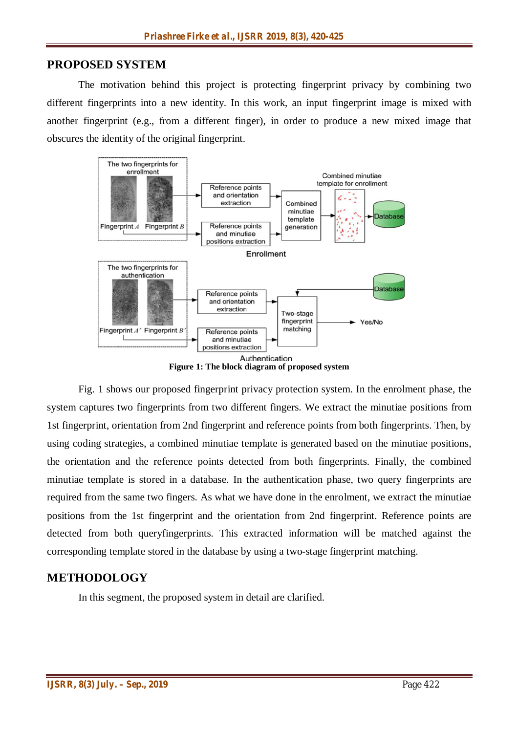## PROPOSED SYSTEM

The motivation behind this project is protecting fingerprint privacy by combining two different fingerprints into a new identity. In this work, an input fingerprint image is mixed with another fingerprint (e.g., from a different finger), in order to produce a new mixed image that obscures the identity of the original fingerprint.

**Figure 1: The block diagram of proposed system**

Fig. 1 shows our proposed fingerprint privacy protection system. In the enrolment phase, the system captures two fingerprints from two different fingers. We extract the minutiae positions from 1st fingerprint, orientation from 2nd fingerprint and reference points from both fingerprints. Then, by using coding strategies, a combined minutiae template is generated based on the minutiae positions, the orientation and the reference points detected from both fingerprints. Finally, the combined minutiae template is stored in a database. In the authentication phase, two query fingerprints are required from the same two fingers. As what we have done in the enrolment, we extract the minutiae positions from the 1st fingerprint and the orientation from 2nd fingerprint. Reference points are detected from both queryfingerprints. This extracted information will be matched against the corresponding template stored in the database by using a two-stage fingerprint matching.

## METHODOLOGY

In this segment, the proposed system in detail are clarified.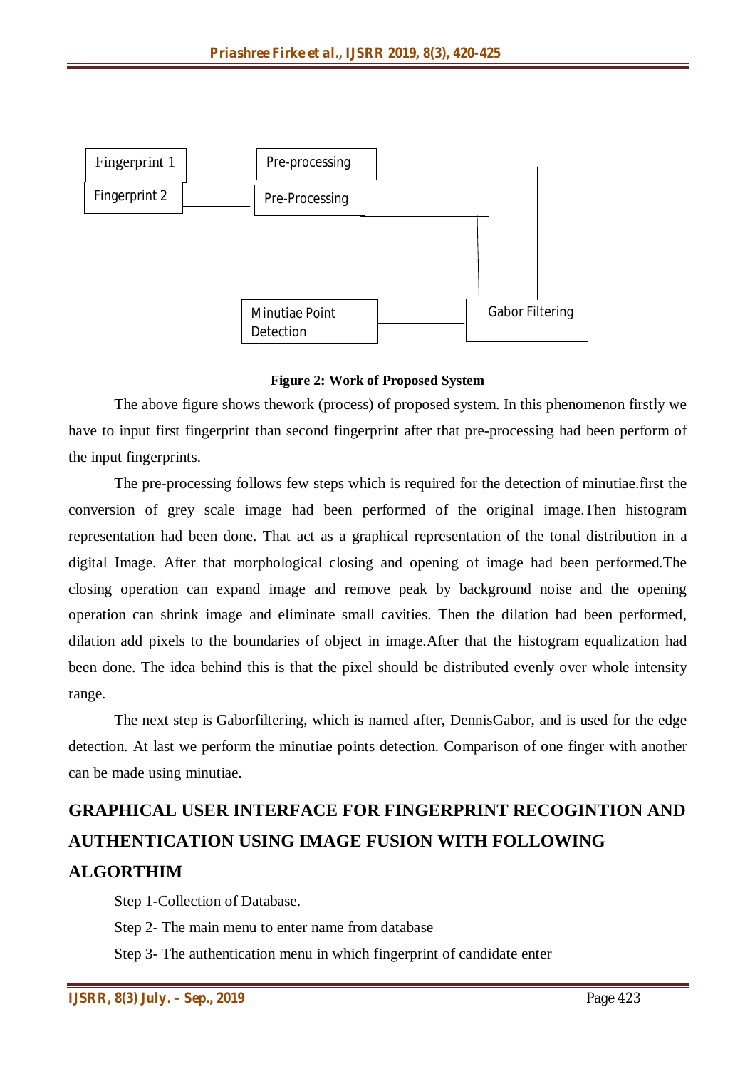Fingerprint 1 — Pre-processing

Fingerprint 2 — Pre-Processing

Gabor Filtering — Minutiae Point Detection

**Figure 2: Work of Proposed System**

The above figure shows thework (process) of proposed system. In this phenomenon firstly we have to input first fingerprint than second fingerprint after that pre-processing had been perform of the input fingerprints.

The pre-processing follows few steps which is required for the detection of minutiae.first the conversion of grey scale image had been performed of the original image.Then histogram representation had been done. That act as a graphical representation of the tonal distribution in a digital Image. After that morphological closing and opening of image had been performed.The closing operation can expand image and remove peak by background noise and the opening operation can shrink image and eliminate small cavities. Then the dilation had been performed, dilation add pixels to the boundaries of object in image.After that the histogram equalization had been done. The idea behind this is that the pixel should be distributed evenly over whole intensity range.

The next step is Gaborfiltering, which is named after, DennisGabor, and is used for the edge detection. At last we perform the minutiae points detection. Comparison of one finger with another can be made using minutiae.

## GRAPHICAL USER INTERFACE FOR FINGERPRINT RECOGINTION AND AUTHENTICATION USING IMAGE FUSION WITH FOLLOWING ALGORTHIM

Step 1-Collection of Database.

Step 2- The main menu to enter name from database

Step 3- The authentication menu in which fingerprint of candidate enter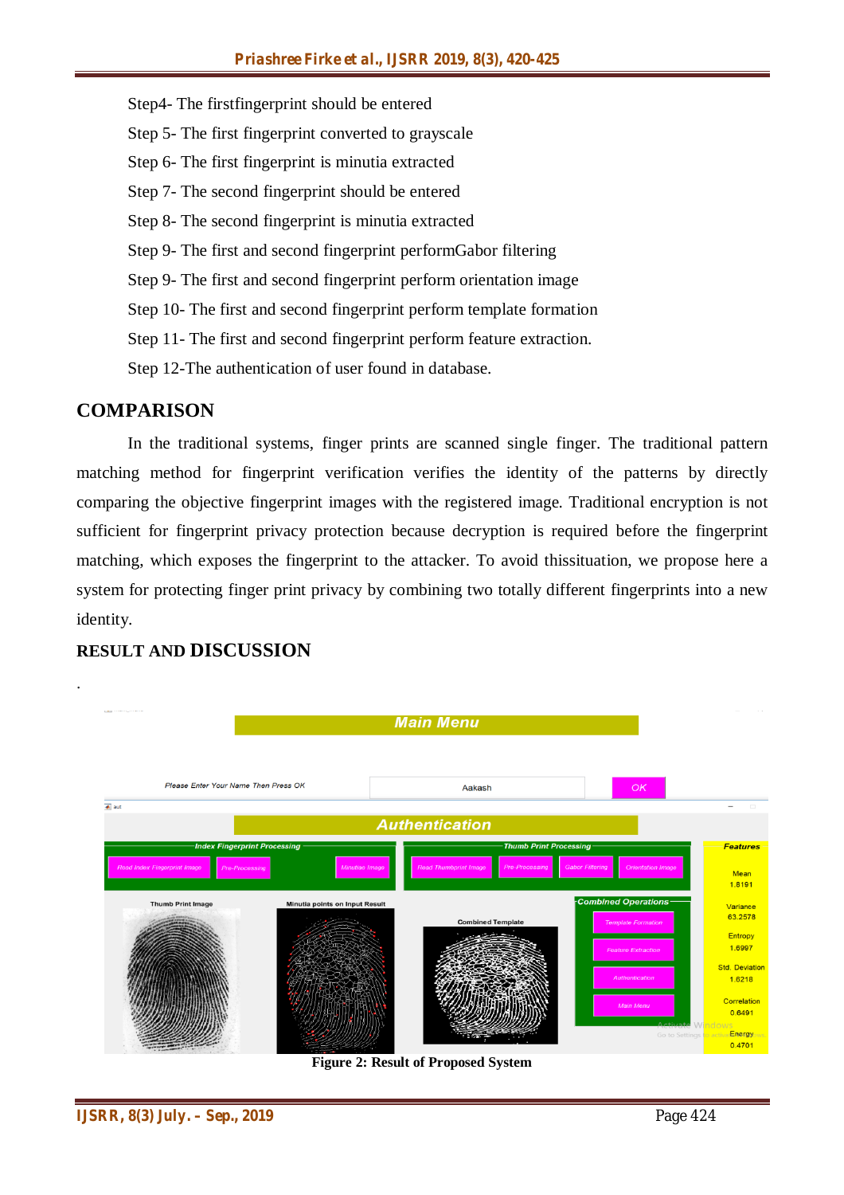Step4- The firstfingerprint should be entered

Step 5- The first fingerprint converted to grayscale

Step 6- The first fingerprint is minutia extracted

Step 7- The second fingerprint should be entered

Step 8- The second fingerprint is minutia extracted

Step 9- The first and second fingerprint performGabor filtering

Step 9- The first and second fingerprint perform orientation image

Step 10- The first and second fingerprint perform template formation

Step 11- The first and second fingerprint perform feature extraction.

Step 12-The authentication of user found in database.

## COMPARISON

In the traditional systems, finger prints are scanned single finger. The traditional pattern matching method for fingerprint verification verifies the identity of the patterns by directly comparing the objective fingerprint images with the registered image. Traditional encryption is not sufficient for fingerprint privacy protection because decryption is required before the fingerprint matching, which exposes the fingerprint to the attacker. To avoid thissituation, we propose here a system for protecting finger print privacy by combining two totally different fingerprints into a new identity.

## RESULT AND DISCUSSION

.

**Figure 2: Result of Proposed System**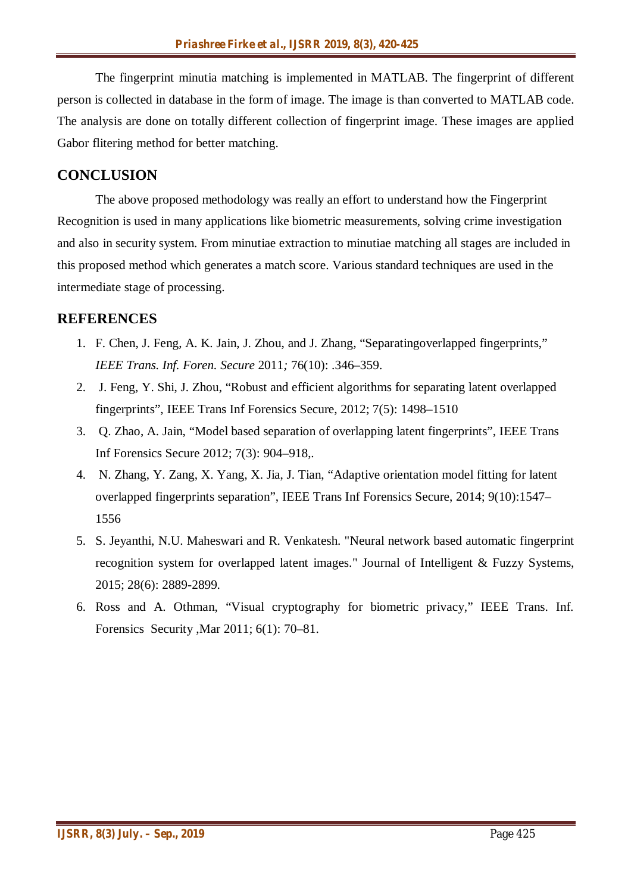The fingerprint minutia matching is implemented in MATLAB. The fingerprint of different person is collected in database in the form of image. The image is than converted to MATLAB code. The analysis are done on totally different collection of fingerprint image. These images are applied Gabor flitering method for better matching.

## CONCLUSION

The above proposed methodology was really an effort to understand how the Fingerprint Recognition is used in many applications like biometric measurements, solving crime investigation and also in security system. From minutiae extraction to minutiae matching all stages are included in this proposed method which generates a match score. Various standard techniques are used in the intermediate stage of processing.

## REFERENCES

1. F. Chen, J. Feng, A. K. Jain, J. Zhou, and J. Zhang, "Separatingoverlapped fingerprints," *IEEE Trans. Inf. Foren. Secure* 2011*;* 76(10): .346–359.
2. J. Feng, Y. Shi, J. Zhou, "Robust and efficient algorithms for separating latent overlapped fingerprints", IEEE Trans Inf Forensics Secure, 2012; 7(5): 1498–1510
3. Q. Zhao, A. Jain, "Model based separation of overlapping latent fingerprints", IEEE Trans Inf Forensics Secure 2012; 7(3): 904–918,.
4. N. Zhang, Y. Zang, X. Yang, X. Jia, J. Tian, "Adaptive orientation model fitting for latent overlapped fingerprints separation", IEEE Trans Inf Forensics Secure, 2014; 9(10):1547–1556
5. S. Jeyanthi, N.U. Maheswari and R. Venkatesh. "Neural network based automatic fingerprint recognition system for overlapped latent images." Journal of Intelligent & Fuzzy Systems, 2015; 28(6): 2889-2899.
6. Ross and A. Othman, "Visual cryptography for biometric privacy," IEEE Trans. Inf. Forensics Security ,Mar 2011; 6(1): 70–81.